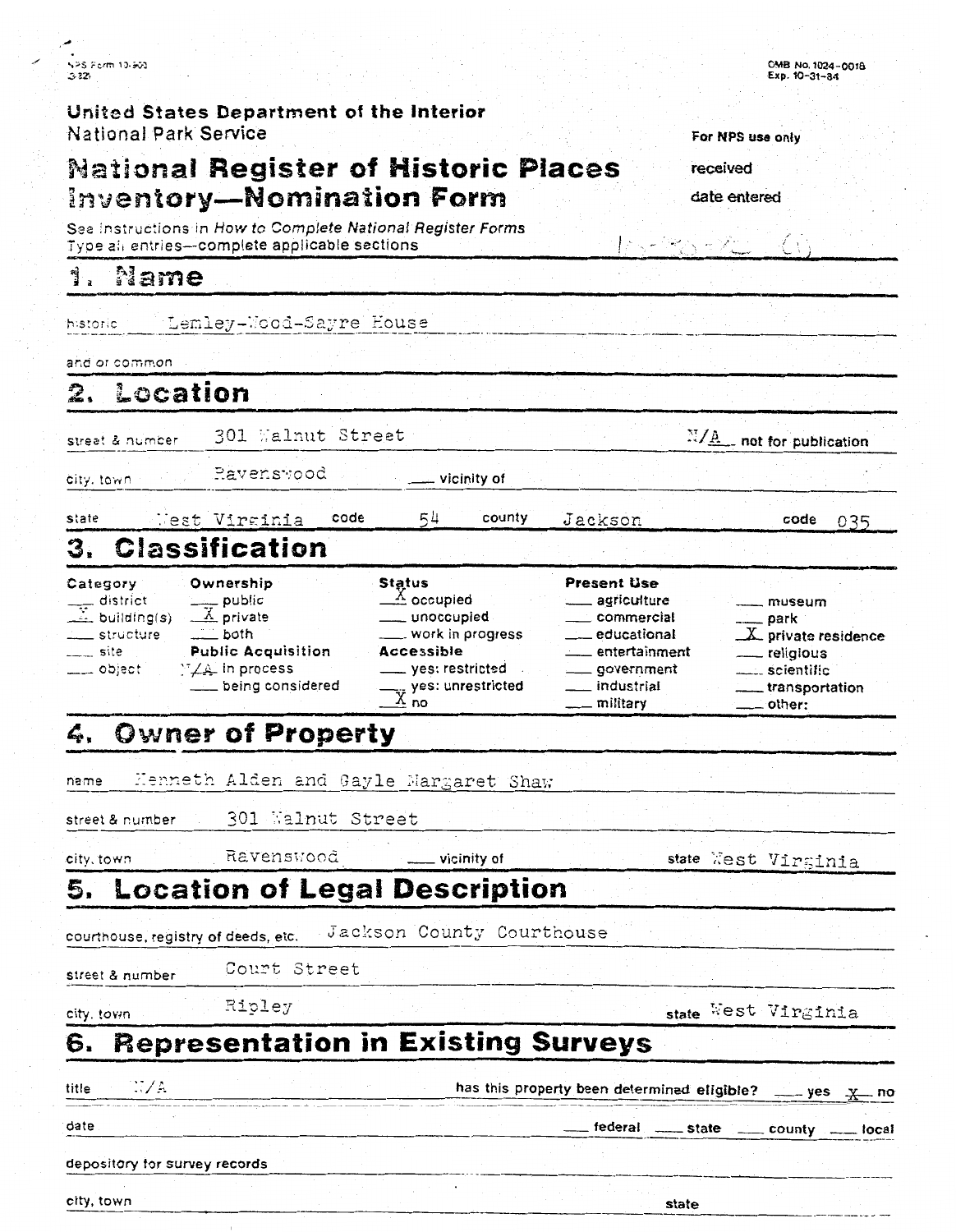NPS Form 10-900
(3-82)

OMB No. 1024-0018
Exp. 10-31-84

United States Department of the Interior
National Park Service

For NPS use only
received
date entered

# National Register of Historic Places Inventory—Nomination Form

See instructions in *How to Complete National Register Forms*
Type all entries—complete applicable sections

## 1. Name

historic Lemley-Wood-Sayre House

and or common

## 2. Location

street & number 301 Walnut Street — N/A not for publication

city, town Ravenswood — ___ vicinity of

state West Virginia code 54 county Jackson code 035

## 3. Classification

| Category | Ownership | Status | Present Use | |
|---|---|---|---|---|
| ___ district | ___ public | X occupied | ___ agriculture | ___ museum |
| X building(s) | X private | ___ unoccupied | ___ commercial | ___ park |
| ___ structure | ___ both | ___ work in progress | ___ educational | X private residence |
| ___ site | **Public Acquisition** | **Accessible** | ___ entertainment | ___ religious |
| ___ object | N/A in process | ___ yes: restricted | ___ government | ___ scientific |
| | ___ being considered | ___ yes: unrestricted | ___ industrial | ___ transportation |
| | | X no | ___ military | ___ other: |

## 4. Owner of Property

name Kenneth Alden and Gayle Margaret Shaw

street & number 301 Walnut Street

city, town Ravenswood — ___ vicinity of — state West Virginia

## 5. Location of Legal Description

courthouse, registry of deeds, etc. Jackson County Courthouse

street & number Court Street

city, town Ripley — state West Virginia

## 6. Representation in Existing Surveys

title N/A — has this property been determined eligible? ___ yes X no

date — ___ federal ___ state ___ county ___ local

depository for survey records

city, town — state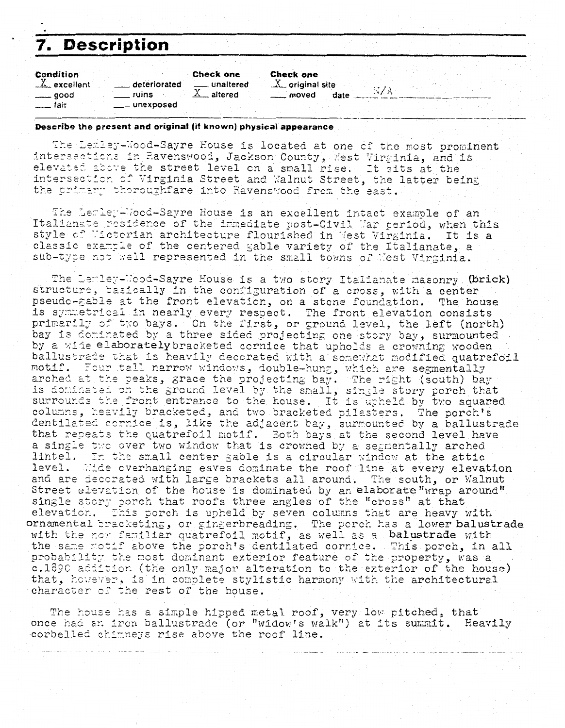# 7. Description

| Condition | | Check one | Check one |
|---|---|---|---|
| X excellent | ___ deteriorated | ___ unaltered | X original site |
| ___ good | ___ ruins | X altered | ___ moved date N/A |
| ___ fair | ___ unexposed | | |

**Describe the present and original (if known) physical appearance**

The Lemley-Wood-Sayre House is located at one of the most prominent intersections in Ravenswood, Jackson County, West Virginia, and is elevated above the street level on a small rise. It sits at the intersection of Virginia Street and Walnut Street, the latter being the primary thoroughfare into Ravenswood from the east.

The Lemley-Wood-Sayre House is an excellent intact example of an Italianate residence of the immediate post-Civil War period, when this style of Victorian architecture flourished in West Virginia. It is a classic example of the centered gable variety of the Italianate, a sub-type not well represented in the small towns of West Virginia.

The Lemley-Wood-Sayre House is a two story Italianate masonry (brick) structure, basically in the configuration of a cross, with a center pseudo-gable at the front elevation, on a stone foundation. The house is symmetrical in nearly every respect. The front elevation consists primarily of two bays. On the first, or ground level, the left (north) bay is dominated by a three sided projecting one story bay, surmounted by a wide elaborately bracketed cornice that upholds a crowning wooden ballustrade that is heavily decorated with a somewhat modified quatrefoil motif. Four tall narrow windows, double-hung, which are segmentally arched at the peaks, grace the projecting bay. The right (south) bay is dominated on the ground level by the small, single story porch that surrounds the front entrance to the house. It is upheld by two squared columns, heavily bracketed, and two bracketed pilasters. The porch's dentilated cornice is, like the adjacent bay, surmounted by a ballustrade that repeats the quatrefoil motif. Both bays at the second level have a single two over two window that is crowned by a segmentally arched lintel. In the small center gable is a circular window at the attic level. Wide overhanging eaves dominate the roof line at every elevation and are decorated with large brackets all around. The south, or Walnut Street elevation of the house is dominated by an elaborate "wrap around" single story porch that roofs three angles of the "cross" at that elevation. This porch is upheld by seven columns that are heavy with ornamental bracketing, or gingerbreading. The porch has a lower balustrade with the now familiar quatrefoil motif, as well as a balustrade with the same motif above the porch's dentilated cornice. This porch, in all probability the most dominant exterior feature of the property, was a c.1890 addition (the only major alteration to the exterior of the house) that, however, is in complete stylistic harmony with the architectural character of the rest of the house.

The house has a simple hipped metal roof, very low pitched, that once had an iron ballustrade (or "widow's walk") at its summit. Heavily corbelled chimneys rise above the roof line.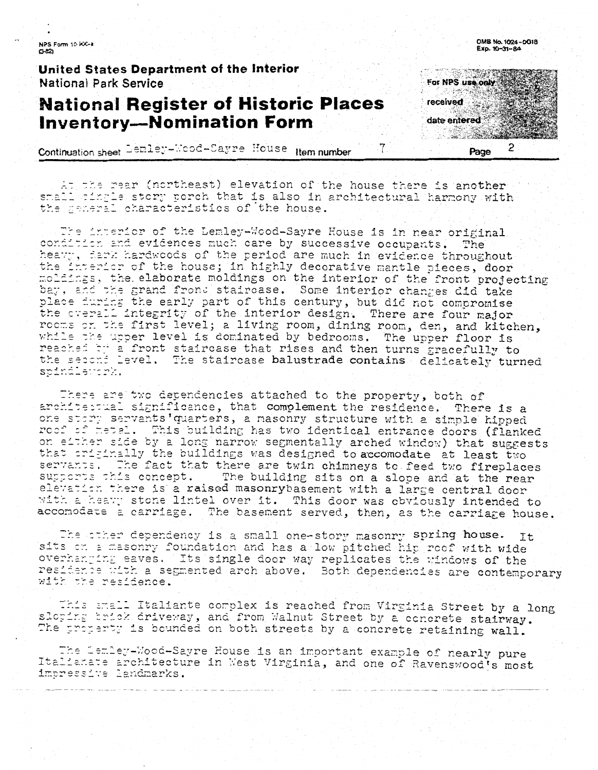NPS Form 10-900-a
(3-82)

OMB No. 1024-0018
Exp. 10-31-84

**United States Department of the Interior**
National Park Service

# National Register of Historic Places Inventory—Nomination Form

For NPS use only
received
date entered

Continuation sheet Lemley-Wood-Sayre House Item number 7 Page 2

At the rear (northeast) elevation of the house there is another small single story porch that is also in architectural harmony with the general characteristics of the house.

The interior of the Lemley-Wood-Sayre House is in near original condition and evidences much care by successive occupants. The heavy, dark hardwoods of the period are much in evidence throughout the interior of the house; in highly decorative mantle pieces, door moldings, the elaborate moldings on the interior of the front projecting bay, and the grand front staircase. Some interior changes did take place during the early part of this century, but did not compromise the overall integrity of the interior design. There are four major rooms on the first level; a living room, dining room, den, and kitchen, while the upper level is dominated by bedrooms. The upper floor is reached by a front staircase that rises and then turns gracefully to the second level. The staircase balustrade contains delicately turned spindlework.

There are two dependencies attached to the property, both of architectural significance, that complement the residence. There is a one story servants'quarters, a masonry structure with a simple hipped roof of metal. This building has two identical entrance doors (flanked on either side by a long narrow segmentally arched window) that suggests that originally the buildings was designed to accomodate at least two servants. The fact that there are twin chimneys to feed two fireplaces supports this concept. The building sits on a slope and at the rear elevation there is a raised masonrybasement with a large central door with a heavy stone lintel over it. This door was obviously intended to accomodate a carriage. The basement served, then, as the carriage house.

The other dependency is a small one-story masonry spring house. It sits on a masonry foundation and has a low pitched hip roof with wide overhanging eaves. Its single door way replicates the windows of the residence with a segmented arch above. Both dependencies are contemporary with the residence.

This small Italiante complex is reached from Virginia Street by a long sloping brick driveway, and from Walnut Street by a concrete stairway. The property is bounded on both streets by a concrete retaining wall.

The Lemley-Wood-Sayre House is an important example of nearly pure Italianate architecture in West Virginia, and one of Ravenswood's most impressive landmarks.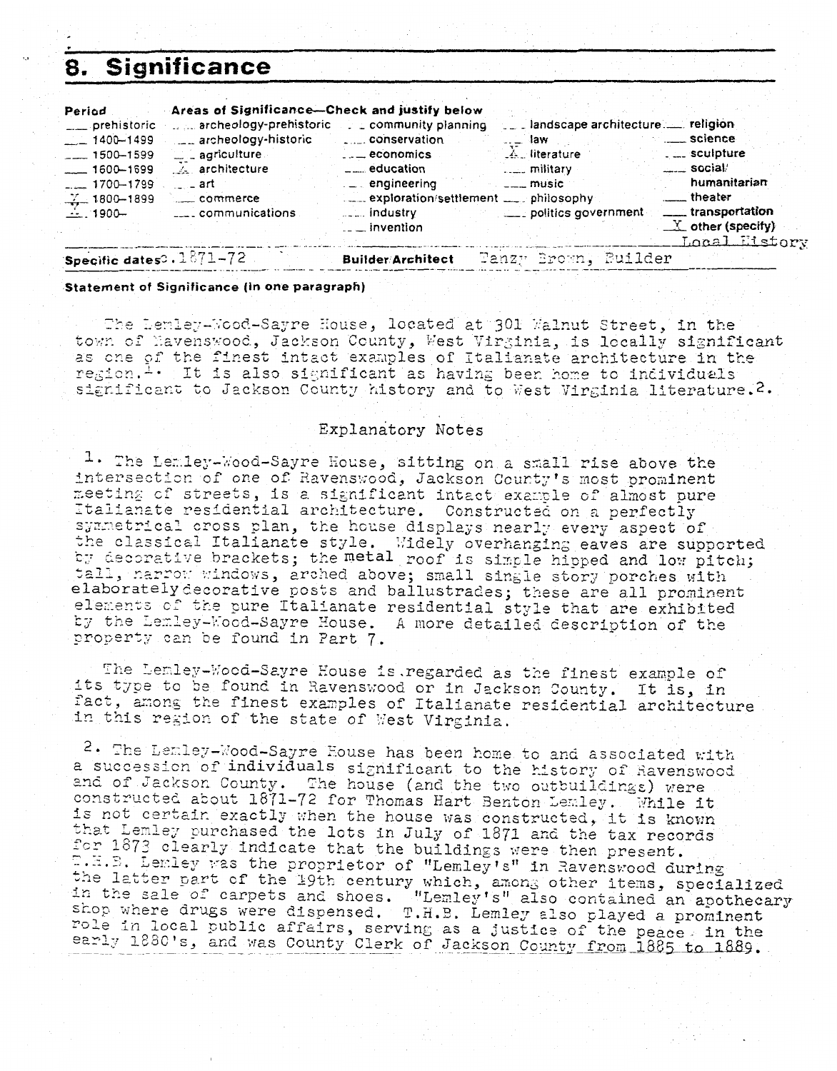# 8. Significance

| Period | Areas of Significance—Check and justify below | | | |
|---|---|---|---|---|
| ___ prehistoric | ___ archeology-prehistoric | ___ community planning | ___ landscape architecture | ___ religion |
| ___ 1400–1499 | ___ archeology-historic | ___ conservation | ___ law | ___ science |
| ___ 1500–1599 | ___ agriculture | ___ economics | X literature | ___ sculpture |
| ___ 1600–1699 | X architecture | ___ education | ___ military | ___ social/humanitarian |
| ___ 1700–1799 | ___ art | ___ engineering | ___ music | ___ theater |
| X 1800–1899 | ___ commerce | ___ exploration/settlement | ___ philosophy | ___ transportation |
| X 1900– | ___ communications | ___ industry | ___ politics government | X other (specify) Local History |
| | | ___ invention | | |

**Specific dates** c.1871-72 **Builder/Architect** Tanzy Brown, Builder

**Statement of Significance (in one paragraph)**

The Lemley-Wood-Sayre House, located at 301 Walnut Street, in the town of Ravenswood, Jackson County, West Virginia, is locally significant as one of the finest intact examples of Italianate architecture in the region.[1] It is also significant as having been home to individuals significant to Jackson County history and to West Virginia literature.[2]

## Explanatory Notes

1. The Lemley-Wood-Sayre House, sitting on a small rise above the intersection of one of Ravenswood, Jackson County's most prominent meeting of streets, is a significant intact example of almost pure Italianate residential architecture. Constructed on a perfectly symmetrical cross plan, the house displays nearly every aspect of the classical Italianate style. Widely overhanging eaves are supported by decorative brackets; the metal roof is simple hipped and low pitch; tall, narrow windows, arched above; small single story porches with elaborately decorative posts and ballustrades; these are all prominent elements of the pure Italianate residential style that are exhibited by the Lemley-Wood-Sayre House. A more detailed description of the property can be found in Part 7.

The Lemley-Wood-Sayre House is regarded as the finest example of its type to be found in Ravenswood or in Jackson County. It is, in fact, among the finest examples of Italianate residential architecture in this region of the state of West Virginia.

2. The Lemley-Wood-Sayre House has been home to and associated with a succession of individuals significant to the history of Ravenswood and of Jackson County. The house (and the two outbuildings) were constructed about 1871-72 for Thomas Hart Benton Lemley. While it is not certain exactly when the house was constructed, it is known that Lemley purchased the lots in July of 1871 and the tax records for 1873 clearly indicate that the buildings were then present. T.H.B. Lemley was the proprietor of "Lemley's" in Ravenswood during the latter part of the 19th century which, among other items, specialized in the sale of carpets and shoes. "Lemley's" also contained an apothecary shop where drugs were dispensed. T.H.B. Lemley also played a prominent role in local public affairs, serving as a justice of the peace in the early 1880's, and was County Clerk of Jackson County from 1885 to 1889.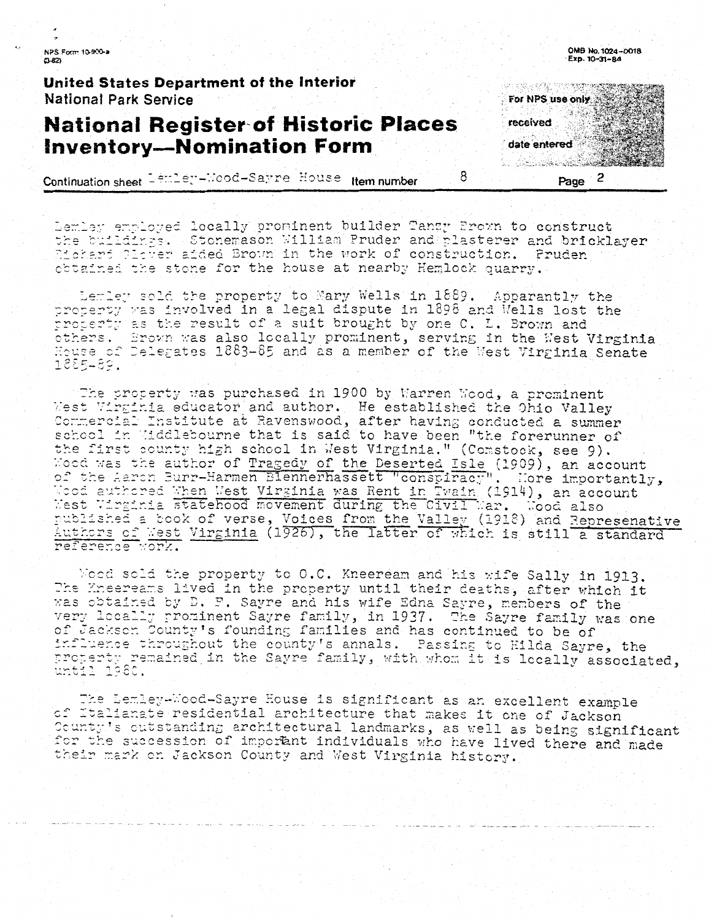Lemley employed locally prominent builder Tancy Brown to construct the buildings. Stonemason William Pruder and plasterer and bricklayer Richard Plover aided Brown in the work of construction. Pruden obtained the stone for the house at nearby Hemlock quarry.

Lemley sold the property to Mary Wells in 1889. Apparently the property was involved in a legal dispute in 1898 and Wells lost the property as the result of a suit brought by one C. L. Brown and others. Brown was also locally prominent, serving in the West Virginia House of Delegates 1883-85 and as a member of the West Virginia Senate 1885-89.

The property was purchased in 1900 by Warren Wood, a prominent West Virginia educator and author. He established the Ohio Valley Commercial Institute at Ravenswood, after having conducted a summer school in Middlebourne that is said to have been "the forerunner of the first county high school in West Virginia." (Comstock, see 9). Wood was the author of Tragedy of the Deserted Isle (1909), an account of the Aaron Burr-Harmen Blennerhassett "conspiracy". More importantly, Wood authored When West Virginia was Rent in Twain (1914), an account West Virginia statehood movement during the Civil War. Wood also published a book of verse, Voices from the Valley (1918) and Represenative Authors of West Virginia (1926), the latter of which is still a standard reference work.

Wood sold the property to O.C. Kneeream and his wife Sally in 1913. The Kneereams lived in the property until their deaths, after which it was obtained by D. F. Sayre and his wife Edna Sayre, members of the very locally prominent Sayre family, in 1937. The Sayre family was one of Jackson County's founding families and has continued to be of influence throughout the county's annals. Passing to Hilda Sayre, the property remained in the Sayre family, with whom it is locally associated, until 1980.

The Lemley-Wood-Sayre House is significant as an excellent example of Italianate residential architecture that makes it one of Jackson County's outstanding architectural landmarks, as well as being significant for the succession of important individuals who have lived there and made their mark on Jackson County and West Virginia history.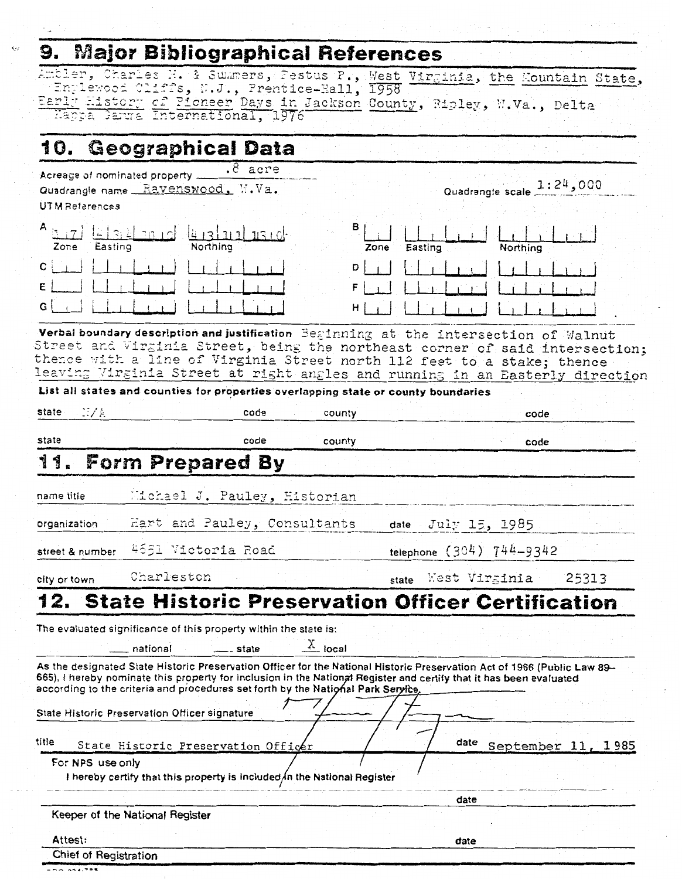## 9. Major Bibliographical References

Ambler, Charles H. & Summers, Festus P., West Virginia, the Mountain State, Englewood Cliffs, N.J., Prentice-Hall, 1958

Early History of Pioneer Days in Jackson County, Ripley, W.Va., Delta Kappa Gamma International, 1976

## 10. Geographical Data

Acreage of nominated property .8 acre

Quadrangle name Ravenswood, W.Va. Quadrangle scale 1:24,000

UTM References

| | Zone | Easting | Northing |
|---|---|---|---|
| A | 17 | 434000 | 4311360 |
| B | | | |
| C | | | |
| D | | | |
| E | | | |
| F | | | |
| G | | | |
| H | | | |

**Verbal boundary description and justification** Beginning at the intersection of Walnut Street and Virginia Street, being the northeast corner of said intersection; thence with a line of Virginia Street north 112 feet to a stake; thence leaving Virginia Street at right angles and running in an Easterly direction

**List all states and counties for properties overlapping state or county boundaries**

| state | code | county | code |
|---|---|---|---|
| N/A | | | |
| | | | |

## 11. Form Prepared By

name title Michael J. Pauley, Historian

organization Hart and Pauley, Consultants date July 15, 1985

street & number 4651 Victoria Road telephone (304) 744-9342

city or town Charleston state West Virginia 25313

## 12. State Historic Preservation Officer Certification

The evaluated significance of this property within the state is:

___ national ___ state X local

As the designated State Historic Preservation Officer for the National Historic Preservation Act of 1966 (Public Law 89-665), I hereby nominate this property for inclusion in the National Register and certify that it has been evaluated according to the criteria and procedures set forth by the National Park Service.

State Historic Preservation Officer signature

title State Historic Preservation Officer date September 11, 1985

For NPS use only

I hereby certify that this property is included in the National Register

date

Keeper of the National Register

Attest: date

Chief of Registration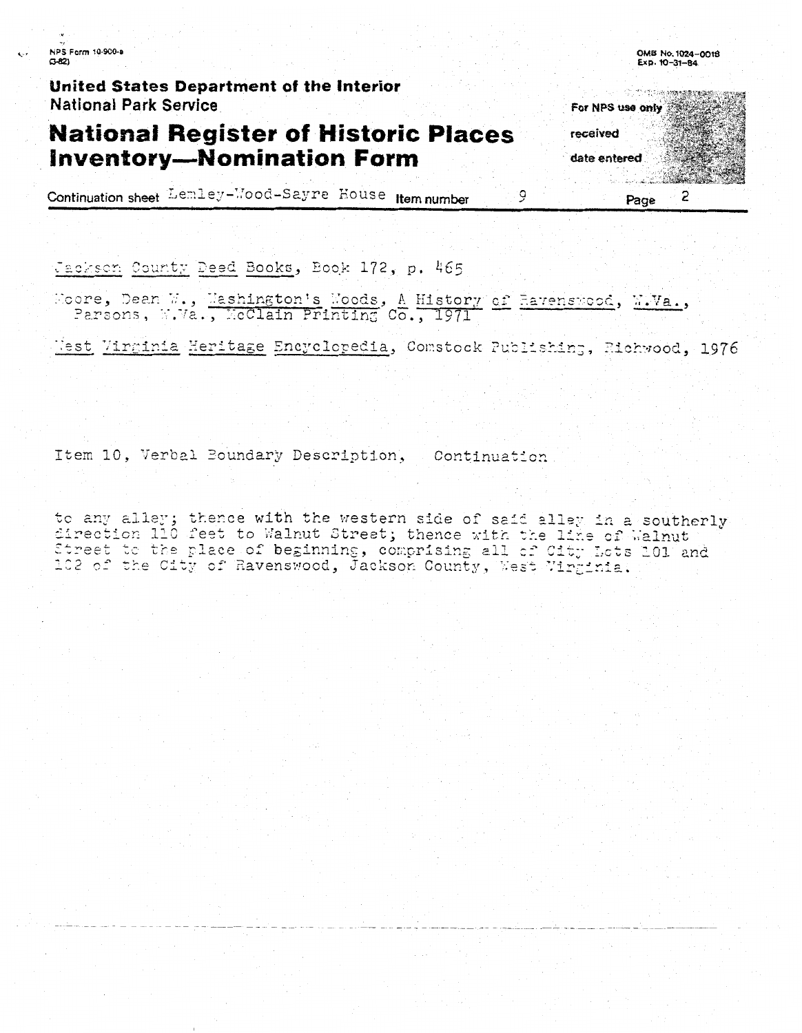NPS Form 10-900-a
(3-82)

OMB No. 1024-0018
Exp. 10-31-84

**United States Department of the Interior**
National Park Service

# National Register of Historic Places Inventory—Nomination Form

For NPS use only
received
date entered

Continuation sheet Lemley-Wood-Sayre House Item number 9 Page 2

Jackson County Deed Books, Book 172, p. 465

Moore, Dean W., Washington's Woods, A History of Ravenswood, W.Va., Parsons, W.Va., McClain Printing Co., 1971

West Virginia Heritage Encyclopedia, Comstock Publishing, Richwood, 1976

Item 10, Verbal Boundary Description, Continuation

to any alley; thence with the western side of said alley in a southerly direction 110 feet to Walnut Street; thence with the line of Walnut Street to the place of beginning, comprising all of City Lots 101 and 102 of the City of Ravenswood, Jackson County, West Virginia.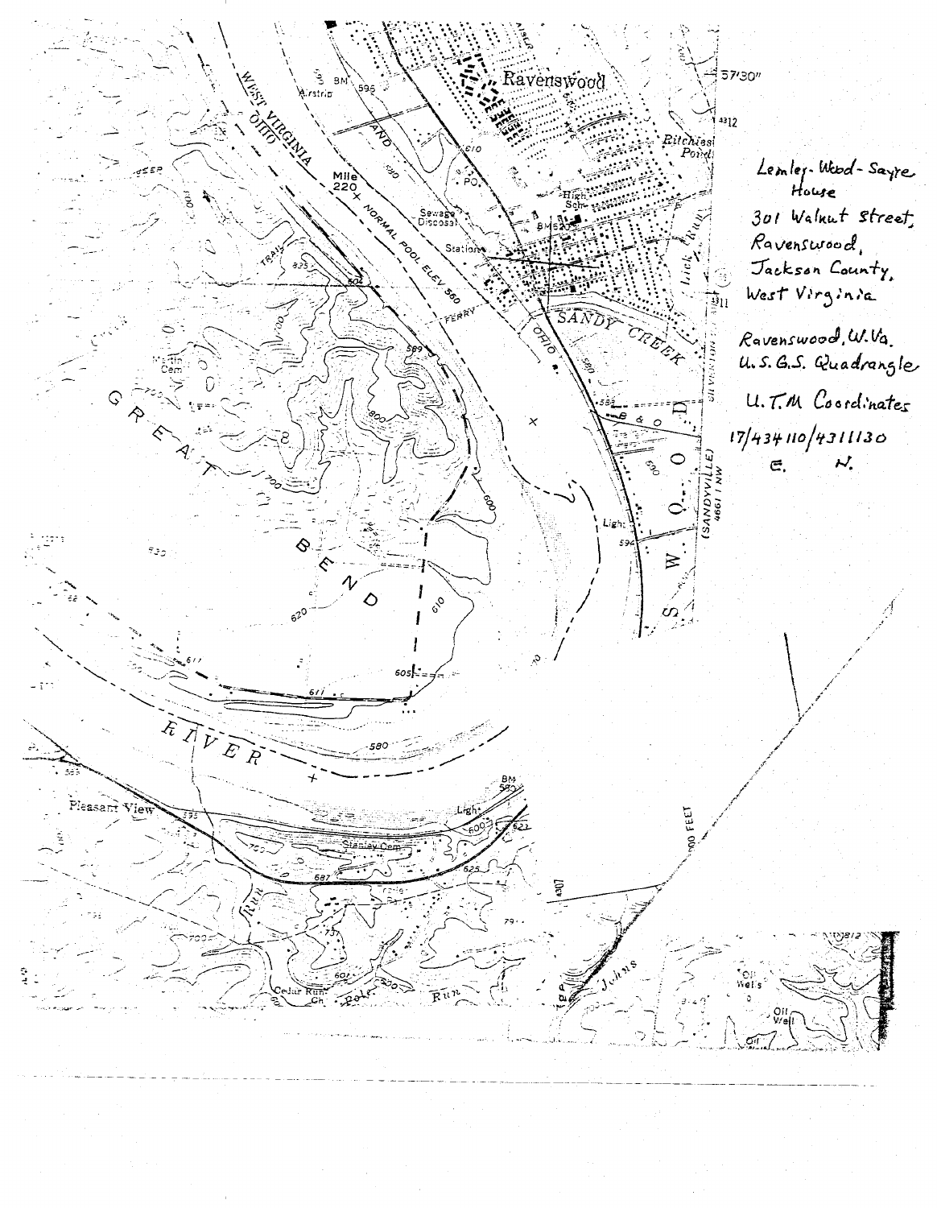Lemley-Wood-Sayre House

301 Walnut Street,
Ravenswood,
Jackson County,
West Virginia

Ravenswood, W.Va.
U.S.G.S. Quadrangle

U.T.M Coordinates
17/434110/4311130
E. N.